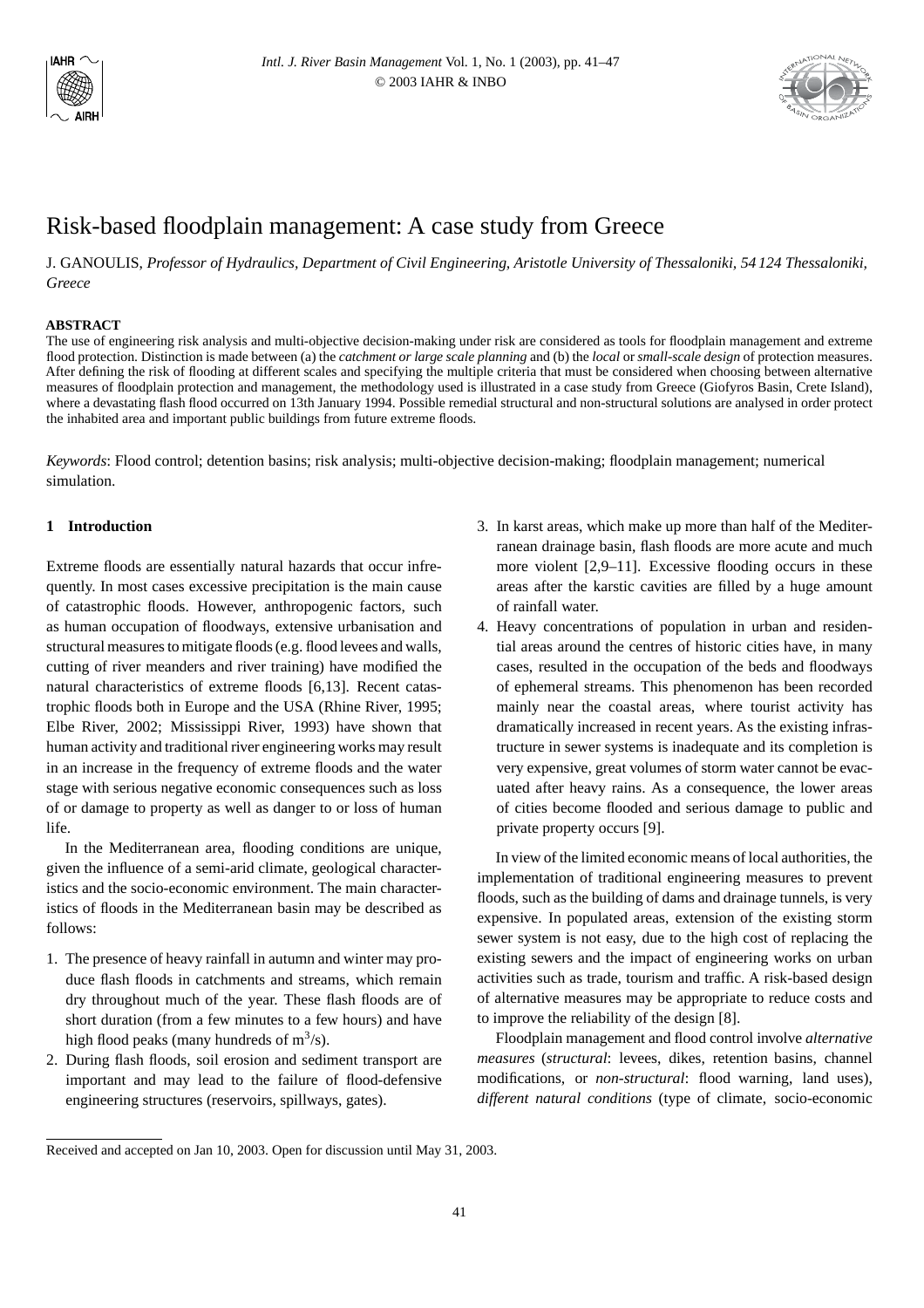# Risk-based floodplain management: A case study from Greece

J. GANOULIS, *Professor of Hydraulics, Department of Civil Engineering, Aristotle University of Thessaloniki, 54 124 Thessaloniki, Greece*

## ABSTRACT

The use of engineering risk analysis and multi-objective decision-making under risk are considered as tools for floodplain management and extreme flood protection. Distinction is made between (a) the *catchment or large scale planning* and (b) the *local* or *small-scale design* of protection measures. After defining the risk of flooding at different scales and specifying the multiple criteria that must be considered when choosing between alternative measures of floodplain protection and management, the methodology used is illustrated in a case study from Greece (Giofyros Basin, Crete Island), where a devastating flash flood occurred on 13th January 1994. Possible remedial structural and non-structural solutions are analysed in order protect the inhabited area and important public buildings from future extreme floods.

*Keywords*: Flood control; detention basins; risk analysis; multi-objective decision-making; floodplain management; numerical simulation.

## 1 Introduction

Extreme floods are essentially natural hazards that occur infrequently. In most cases excessive precipitation is the main cause of catastrophic floods. However, anthropogenic factors, such as human occupation of floodways, extensive urbanisation and structural measures to mitigate floods (e.g. flood levees and walls, cutting of river meanders and river training) have modified the natural characteristics of extreme floods [6,13]. Recent catastrophic floods both in Europe and the USA (Rhine River, 1995; Elbe River, 2002; Mississippi River, 1993) have shown that human activity and traditional river engineering works may result in an increase in the frequency of extreme floods and the water stage with serious negative economic consequences such as loss of or damage to property as well as danger to or loss of human life.

In the Mediterranean area, flooding conditions are unique, given the influence of a semi-arid climate, geological characteristics and the socio-economic environment. The main characteristics of floods in the Mediterranean basin may be described as follows:

1. The presence of heavy rainfall in autumn and winter may produce flash floods in catchments and streams, which remain dry throughout much of the year. These flash floods are of short duration (from a few minutes to a few hours) and have high flood peaks (many hundreds of $m^3$/s).
2. During flash floods, soil erosion and sediment transport are important and may lead to the failure of flood-defensive engineering structures (reservoirs, spillways, gates).
3. In karst areas, which make up more than half of the Mediterranean drainage basin, flash floods are more acute and much more violent [2,9–11]. Excessive flooding occurs in these areas after the karstic cavities are filled by a huge amount of rainfall water.
4. Heavy concentrations of population in urban and residential areas around the centres of historic cities have, in many cases, resulted in the occupation of the beds and floodways of ephemeral streams. This phenomenon has been recorded mainly near the coastal areas, where tourist activity has dramatically increased in recent years. As the existing infrastructure in sewer systems is inadequate and its completion is very expensive, great volumes of storm water cannot be evacuated after heavy rains. As a consequence, the lower areas of cities become flooded and serious damage to public and private property occurs [9].

In view of the limited economic means of local authorities, the implementation of traditional engineering measures to prevent floods, such as the building of dams and drainage tunnels, is very expensive. In populated areas, extension of the existing storm sewer system is not easy, due to the high cost of replacing the existing sewers and the impact of engineering works on urban activities such as trade, tourism and traffic. A risk-based design of alternative measures may be appropriate to reduce costs and to improve the reliability of the design [8].

Floodplain management and flood control involve *alternative measures* (*structural*: levees, dikes, retention basins, channel modifications, or *non-structural*: flood warning, land uses), *different natural conditions* (type of climate, socio-economic

Received and accepted on Jan 10, 2003. Open for discussion until May 31, 2003.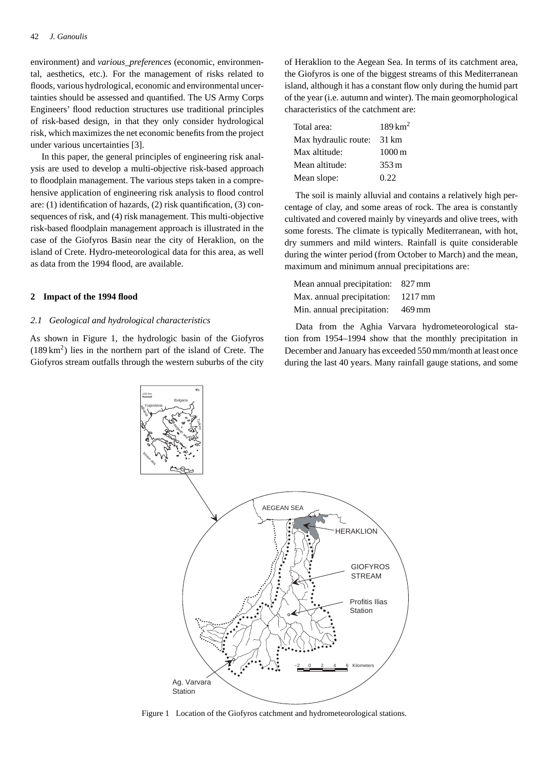environment) and *various_preferences* (economic, environmental, aesthetics, etc.). For the management of risks related to floods, various hydrological, economic and environmental uncertainties should be assessed and quantified. The US Army Corps Engineers' flood reduction structures use traditional principles of risk-based design, in that they only consider hydrological risk, which maximizes the net economic benefits from the project under various uncertainties [3].

In this paper, the general principles of engineering risk analysis are used to develop a multi-objective risk-based approach to floodplain management. The various steps taken in a comprehensive application of engineering risk analysis to flood control are: (1) identification of hazards, (2) risk quantification, (3) consequences of risk, and (4) risk management. This multi-objective risk-based floodplain management approach is illustrated in the case of the Giofyros Basin near the city of Heraklion, on the island of Crete. Hydro-meteorological data for this area, as well as data from the 1994 flood, are available.

## 2 Impact of the 1994 flood

### 2.1 Geological and hydrological characteristics

As shown in Figure 1, the hydrologic basin of the Giofyros ($189\,\mathrm{km}^2$) lies in the northern part of the island of Crete. The Giofyros stream outfalls through the western suburbs of the city of Heraklion to the Aegean Sea. In terms of its catchment area, the Giofyros is one of the biggest streams of this Mediterranean island, although it has a constant flow only during the humid part of the year (i.e. autumn and winter). The main geomorphological characteristics of the catchment are:

| | |
|---|---|
| Total area: | $189\,\mathrm{km}^2$ |
| Max hydraulic route: | 31 km |
| Max altitude: | 1000 m |
| Mean altitude: | 353 m |
| Mean slope: | 0.22 |

The soil is mainly alluvial and contains a relatively high percentage of clay, and some areas of rock. The area is constantly cultivated and covered mainly by vineyards and olive trees, with some forests. The climate is typically Mediterranean, with hot, dry summers and mild winters. Rainfall is quite considerable during the winter period (from October to March) and the mean, maximum and minimum annual precipitations are:

| | |
|---|---|
| Mean annual precipitation: | 827 mm |
| Max. annual precipitation: | 1217 mm |
| Min. annual precipitation: | 469 mm |

Data from the Aghia Varvara hydrometeorological station from 1954–1994 show that the monthly precipitation in December and January has exceeded 550 mm/month at least once during the last 40 years. Many rainfall gauge stations, and some

Figure 1 Location of the Giofyros catchment and hydrometeorological stations.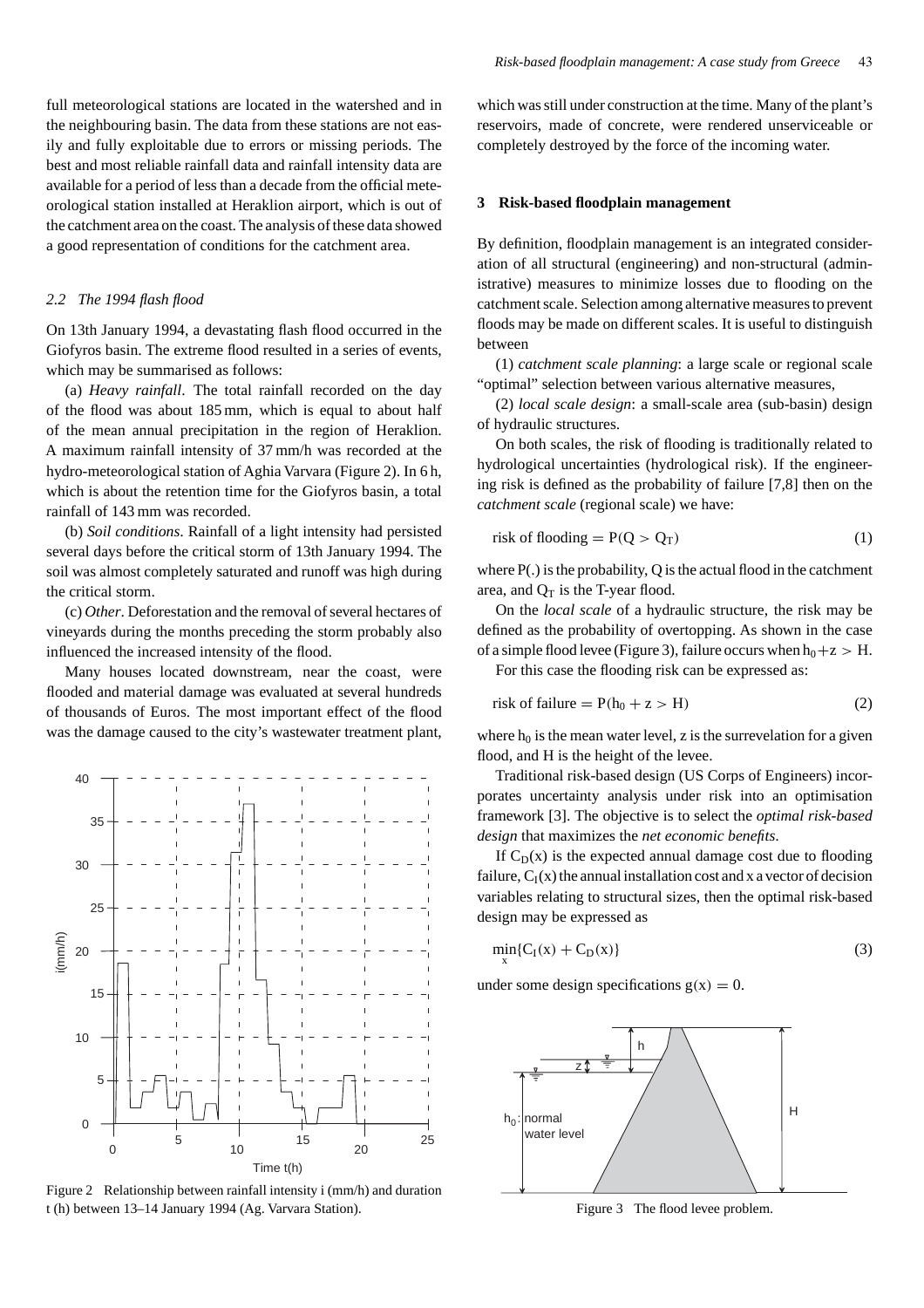full meteorological stations are located in the watershed and in the neighbouring basin. The data from these stations are not easily and fully exploitable due to errors or missing periods. The best and most reliable rainfall data and rainfall intensity data are available for a period of less than a decade from the official meteorological station installed at Heraklion airport, which is out of the catchment area on the coast. The analysis of these data showed a good representation of conditions for the catchment area.

### *2.2 The 1994 flash flood*

On 13th January 1994, a devastating flash flood occurred in the Giofyros basin. The extreme flood resulted in a series of events, which may be summarised as follows:

(a) *Heavy rainfall*. The total rainfall recorded on the day of the flood was about 185 mm, which is equal to about half of the mean annual precipitation in the region of Heraklion. A maximum rainfall intensity of 37 mm/h was recorded at the hydro-meteorological station of Aghia Varvara (Figure 2). In 6 h, which is about the retention time for the Giofyros basin, a total rainfall of 143 mm was recorded.

(b) *Soil conditions*. Rainfall of a light intensity had persisted several days before the critical storm of 13th January 1994. The soil was almost completely saturated and runoff was high during the critical storm.

(c) *Other*. Deforestation and the removal of several hectares of vineyards during the months preceding the storm probably also influenced the increased intensity of the flood.

Many houses located downstream, near the coast, were flooded and material damage was evaluated at several hundreds of thousands of Euros. The most important effect of the flood was the damage caused to the city's wastewater treatment plant, which was still under construction at the time. Many of the plant's reservoirs, made of concrete, were rendered unserviceable or completely destroyed by the force of the incoming water.

Figure 2 Relationship between rainfall intensity i (mm/h) and duration t (h) between 13–14 January 1994 (Ag. Varvara Station).

## 3 Risk-based floodplain management

By definition, floodplain management is an integrated consideration of all structural (engineering) and non-structural (administrative) measures to minimize losses due to flooding on the catchment scale. Selection among alternative measures to prevent floods may be made on different scales. It is useful to distinguish between

(1) *catchment scale planning*: a large scale or regional scale "optimal" selection between various alternative measures,

(2) *local scale design*: a small-scale area (sub-basin) design of hydraulic structures.

On both scales, the risk of flooding is traditionally related to hydrological uncertainties (hydrological risk). If the engineering risk is defined as the probability of failure [7,8] then on the *catchment scale* (regional scale) we have:

$$\text{risk of flooding} = P(Q > Q_T) \tag{1}$$

where $P(.)$ is the probability, Q is the actual flood in the catchment area, and $Q_T$ is the T-year flood.

On the *local scale* of a hydraulic structure, the risk may be defined as the probability of overtopping. As shown in the case of a simple flood levee (Figure 3), failure occurs when $h_0 + z > H$.

For this case the flooding risk can be expressed as:

$$\text{risk of failure} = P(h_0 + z > H) \tag{2}$$

where $h_0$ is the mean water level, z is the surrevelation for a given flood, and H is the height of the levee.

Traditional risk-based design (US Corps of Engineers) incorporates uncertainty analysis under risk into an optimisation framework [3]. The objective is to select the *optimal risk-based design* that maximizes the *net economic benefits*.

If $C_D(x)$ is the expected annual damage cost due to flooding failure, $C_I(x)$ the annual installation cost and x a vector of decision variables relating to structural sizes, then the optimal risk-based design may be expressed as

$$\min_x \{C_I(x) + C_D(x)\} \tag{3}$$

under some design specifications $g(x) = 0$.

Figure 3 The flood levee problem.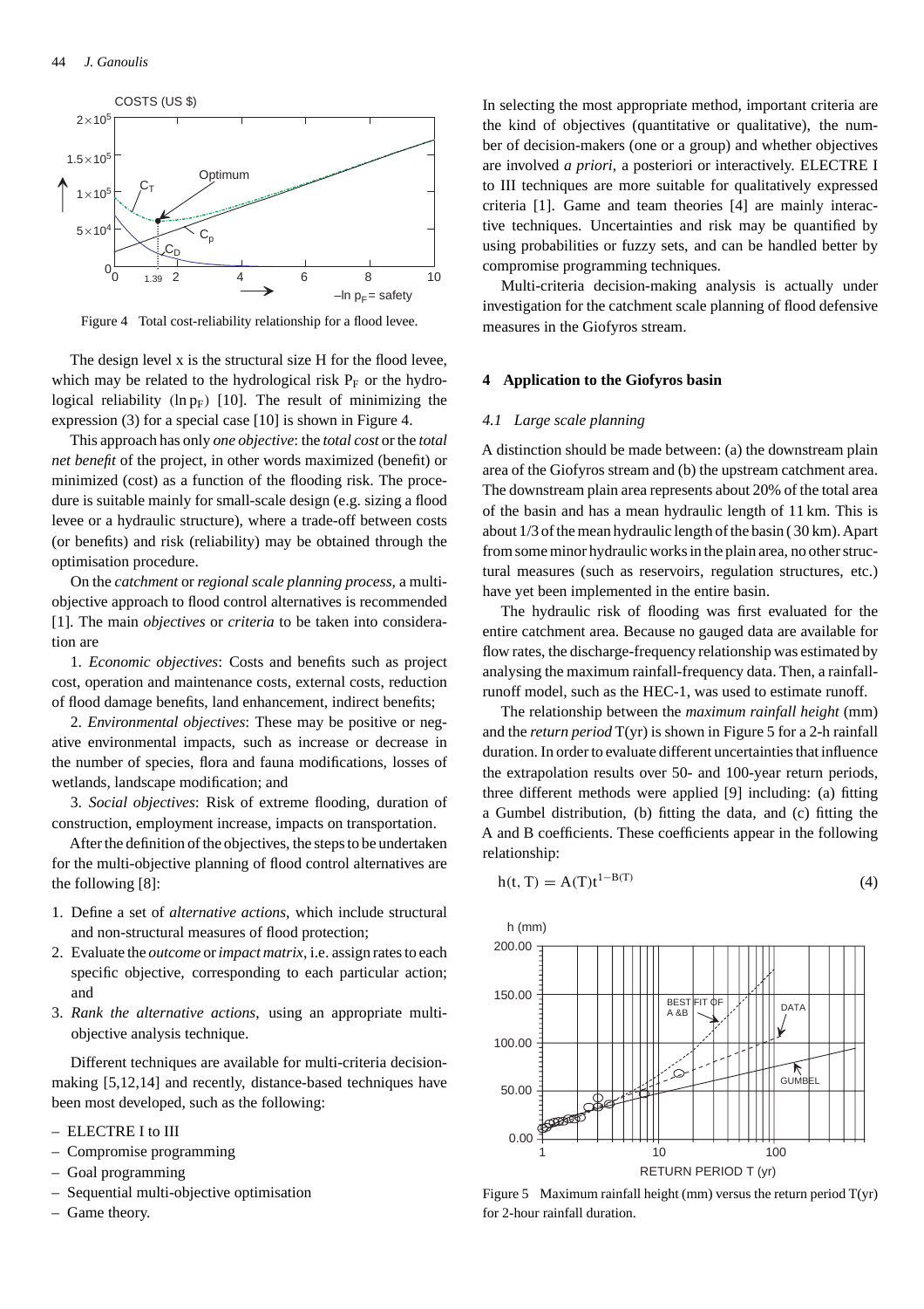Figure 4 Total cost-reliability relationship for a flood levee.

The design level x is the structural size H for the flood levee, which may be related to the hydrological risk $P_F$ or the hydrological reliability $(\ln p_F)$ [10]. The result of minimizing the expression (3) for a special case [10] is shown in Figure 4.

This approach has only *one objective*: the *total cost* or the *total net benefit* of the project, in other words maximized (benefit) or minimized (cost) as a function of the flooding risk. The procedure is suitable mainly for small-scale design (e.g. sizing a flood levee or a hydraulic structure), where a trade-off between costs (or benefits) and risk (reliability) may be obtained through the optimisation procedure.

On the *catchment* or *regional scale planning process*, a multi-objective approach to flood control alternatives is recommended [1]. The main *objectives* or *criteria* to be taken into consideration are

1. *Economic objectives*: Costs and benefits such as project cost, operation and maintenance costs, external costs, reduction of flood damage benefits, land enhancement, indirect benefits;

2. *Environmental objectives*: These may be positive or negative environmental impacts, such as increase or decrease in the number of species, flora and fauna modifications, losses of wetlands, landscape modification; and

3. *Social objectives*: Risk of extreme flooding, duration of construction, employment increase, impacts on transportation.

After the definition of the objectives, the steps to be undertaken for the multi-objective planning of flood control alternatives are the following [8]:

1. Define a set of *alternative actions*, which include structural and non-structural measures of flood protection;
2. Evaluate the *outcome* or *impact matrix*, i.e. assign rates to each specific objective, corresponding to each particular action; and
3. *Rank the alternative actions*, using an appropriate multi-objective analysis technique.

Different techniques are available for multi-criteria decision-making [5,12,14] and recently, distance-based techniques have been most developed, such as the following:

– ELECTRE I to III
– Compromise programming
– Goal programming
– Sequential multi-objective optimisation
– Game theory.

In selecting the most appropriate method, important criteria are the kind of objectives (quantitative or qualitative), the number of decision-makers (one or a group) and whether objectives are involved *a priori*, a posteriori or interactively. ELECTRE I to III techniques are more suitable for qualitatively expressed criteria [1]. Game and team theories [4] are mainly interactive techniques. Uncertainties and risk may be quantified by using probabilities or fuzzy sets, and can be handled better by compromise programming techniques.

Multi-criteria decision-making analysis is actually under investigation for the catchment scale planning of flood defensive measures in the Giofyros stream.

## 4 Application to the Giofyros basin

### 4.1 Large scale planning

A distinction should be made between: (a) the downstream plain area of the Giofyros stream and (b) the upstream catchment area. The downstream plain area represents about 20% of the total area of the basin and has a mean hydraulic length of 11 km. This is about 1/3 of the mean hydraulic length of the basin (30 km). Apart from some minor hydraulic works in the plain area, no other structural measures (such as reservoirs, regulation structures, etc.) have yet been implemented in the entire basin.

The hydraulic risk of flooding was first evaluated for the entire catchment area. Because no gauged data are available for flow rates, the discharge-frequency relationship was estimated by analysing the maximum rainfall-frequency data. Then, a rainfall-runoff model, such as the HEC-1, was used to estimate runoff.

The relationship between the *maximum rainfall height* (mm) and the *return period* T(yr) is shown in Figure 5 for a 2-h rainfall duration. In order to evaluate different uncertainties that influence the extrapolation results over 50- and 100-year return periods, three different methods were applied [9] including: (a) fitting a Gumbel distribution, (b) fitting the data, and (c) fitting the A and B coefficients. These coefficients appear in the following relationship:

$$h(t, T) = A(T)t^{1-B(T)} \tag{4}$$

Figure 5 Maximum rainfall height (mm) versus the return period T(yr) for 2-hour rainfall duration.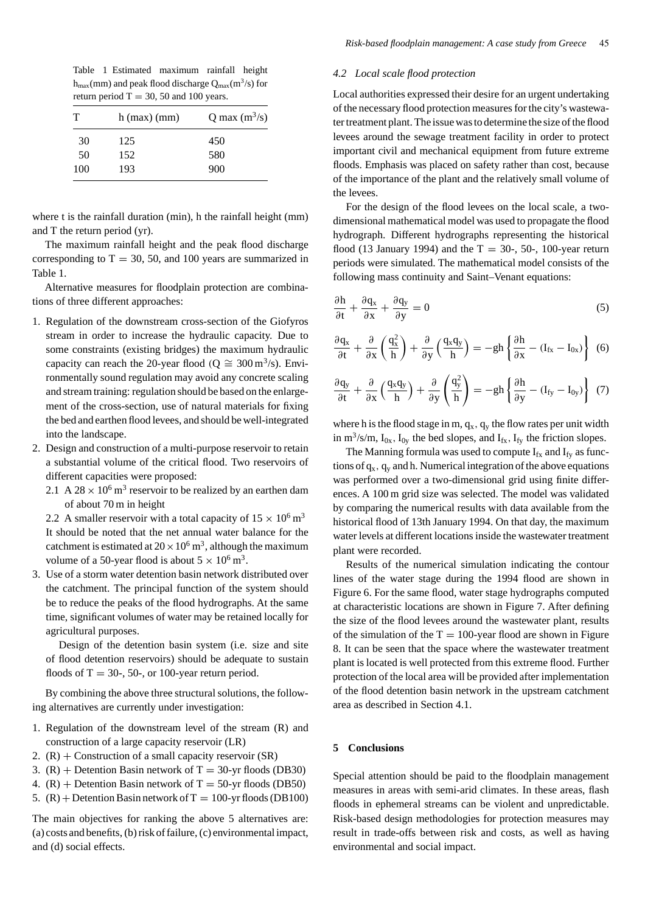Table 1 Estimated maximum rainfall height $h_{max}$(mm) and peak flood discharge $Q_{max}$($m^3$/s) for return period T = 30, 50 and 100 years.

| T | h (max) (mm) | Q max ($m^3$/s) |
|---|---|---|
| 30 | 125 | 450 |
| 50 | 152 | 580 |
| 100 | 193 | 900 |

where t is the rainfall duration (min), h the rainfall height (mm) and T the return period (yr).

The maximum rainfall height and the peak flood discharge corresponding to T = 30, 50, and 100 years are summarized in Table 1.

Alternative measures for floodplain protection are combinations of three different approaches:

1. Regulation of the downstream cross-section of the Giofyros stream in order to increase the hydraulic capacity. Due to some constraints (existing bridges) the maximum hydraulic capacity can reach the 20-year flood ($Q \cong 300\,m^3$/s). Environmentally sound regulation may avoid any concrete scaling and stream training: regulation should be based on the enlargement of the cross-section, use of natural materials for fixing the bed and earthen flood levees, and should be well-integrated into the landscape.
2. Design and construction of a multi-purpose reservoir to retain a substantial volume of the critical flood. Two reservoirs of different capacities were proposed:
   2.1 A $28 \times 10^6\,m^3$ reservoir to be realized by an earthen dam of about 70 m in height
   2.2 A smaller reservoir with a total capacity of $15 \times 10^6\,m^3$
   It should be noted that the net annual water balance for the catchment is estimated at $20 \times 10^6\,m^3$, although the maximum volume of a 50-year flood is about $5 \times 10^6\,m^3$.
3. Use of a storm water detention basin network distributed over the catchment. The principal function of the system should be to reduce the peaks of the flood hydrographs. At the same time, significant volumes of water may be retained locally for agricultural purposes.

   Design of the detention basin system (i.e. size and site of flood detention reservoirs) should be adequate to sustain floods of T = 30-, 50-, or 100-year return period.

By combining the above three structural solutions, the following alternatives are currently under investigation:

1. Regulation of the downstream level of the stream (R) and construction of a large capacity reservoir (LR)
2. (R) + Construction of a small capacity reservoir (SR)
3. (R) + Detention Basin network of T = 30-yr floods (DB30)
4. (R) + Detention Basin network of T = 50-yr floods (DB50)
5. (R) + Detention Basin network of T = 100-yr floods (DB100)

The main objectives for ranking the above 5 alternatives are: (a) costs and benefits, (b) risk of failure, (c) environmental impact, and (d) social effects.

### 4.2 *Local scale flood protection*

Local authorities expressed their desire for an urgent undertaking of the necessary flood protection measures for the city's wastewater treatment plant. The issue was to determine the size of the flood levees around the sewage treatment facility in order to protect important civil and mechanical equipment from future extreme floods. Emphasis was placed on safety rather than cost, because of the importance of the plant and the relatively small volume of the levees.

For the design of the flood levees on the local scale, a two-dimensional mathematical model was used to propagate the flood hydrograph. Different hydrographs representing the historical flood (13 January 1994) and the T = 30-, 50-, 100-year return periods were simulated. The mathematical model consists of the following mass continuity and Saint–Venant equations:

$$\frac{\partial h}{\partial t} + \frac{\partial q_x}{\partial x} + \frac{\partial q_y}{\partial y} = 0 \tag{5}$$

$$\frac{\partial q_x}{\partial t} + \frac{\partial}{\partial x}\left(\frac{q_x^2}{h}\right) + \frac{\partial}{\partial y}\left(\frac{q_x q_y}{h}\right) = -gh\left\{\frac{\partial h}{\partial x} - (I_{fx} - I_{0x})\right\} \tag{6}$$

$$\frac{\partial q_y}{\partial t} + \frac{\partial}{\partial x}\left(\frac{q_x q_y}{h}\right) + \frac{\partial}{\partial y}\left(\frac{q_y^2}{h}\right) = -gh\left\{\frac{\partial h}{\partial y} - (I_{fy} - I_{0y})\right\} \tag{7}$$

where h is the flood stage in m, $q_x$, $q_y$ the flow rates per unit width in $m^3$/s/m, $I_{0x}$, $I_{0y}$ the bed slopes, and $I_{fx}$, $I_{fy}$ the friction slopes.

The Manning formula was used to compute $I_{fx}$ and $I_{fy}$ as functions of $q_x$, $q_y$ and h. Numerical integration of the above equations was performed over a two-dimensional grid using finite differences. A 100 m grid size was selected. The model was validated by comparing the numerical results with data available from the historical flood of 13th January 1994. On that day, the maximum water levels at different locations inside the wastewater treatment plant were recorded.

Results of the numerical simulation indicating the contour lines of the water stage during the 1994 flood are shown in Figure 6. For the same flood, water stage hydrographs computed at characteristic locations are shown in Figure 7. After defining the size of the flood levees around the wastewater plant, results of the simulation of the T = 100-year flood are shown in Figure 8. It can be seen that the space where the wastewater treatment plant is located is well protected from this extreme flood. Further protection of the local area will be provided after implementation of the flood detention basin network in the upstream catchment area as described in Section 4.1.

## 5 Conclusions

Special attention should be paid to the floodplain management measures in areas with semi-arid climates. In these areas, flash floods in ephemeral streams can be violent and unpredictable. Risk-based design methodologies for protection measures may result in trade-offs between risk and costs, as well as having environmental and social impact.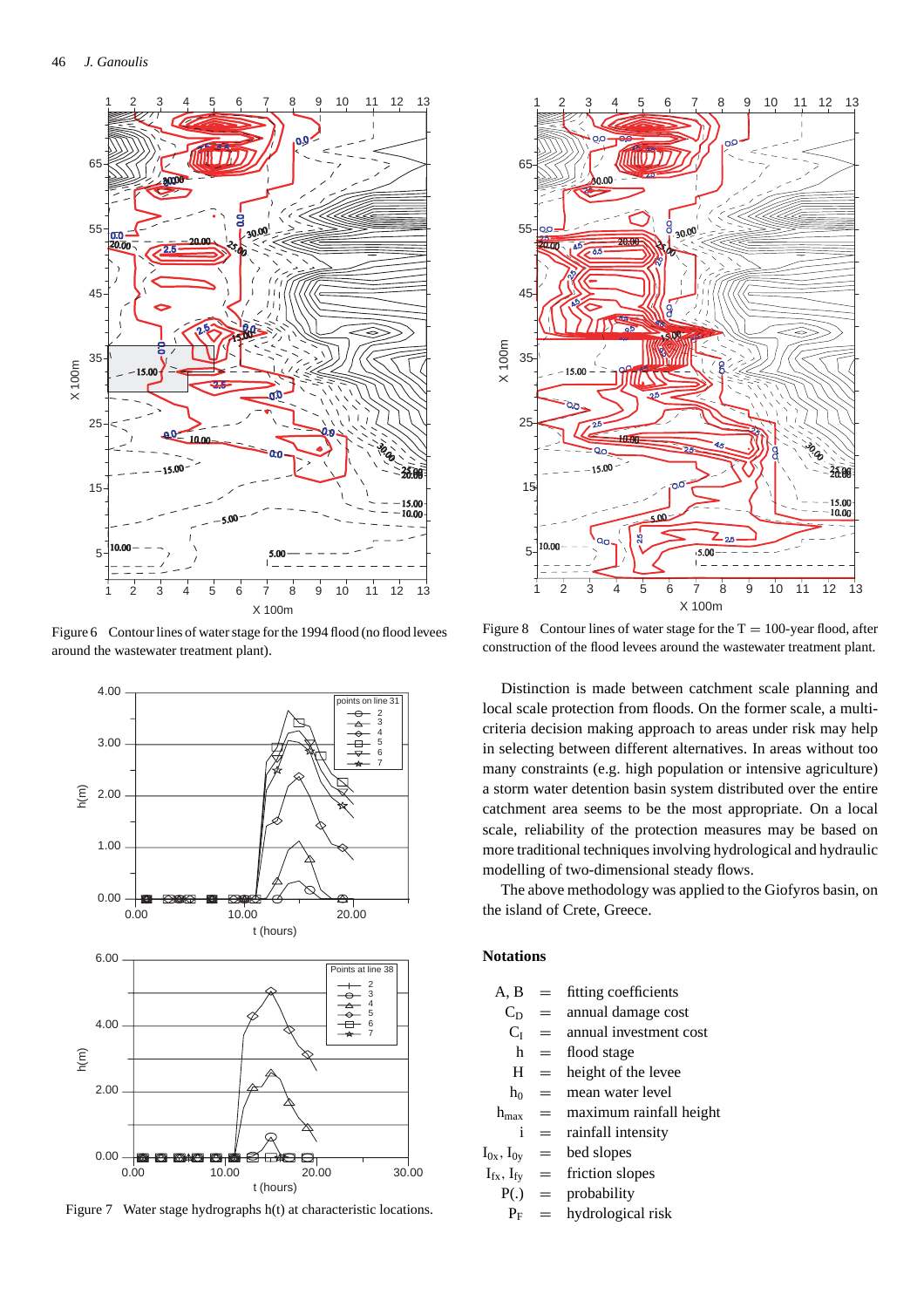Figure 6 Contour lines of water stage for the 1994 flood (no flood levees around the wastewater treatment plant).

Figure 7 Water stage hydrographs h(t) at characteristic locations.

Figure 8 Contour lines of water stage for the T = 100-year flood, after construction of the flood levees around the wastewater treatment plant.

Distinction is made between catchment scale planning and local scale protection from floods. On the former scale, a multi-criteria decision making approach to areas under risk may help in selecting between different alternatives. In areas without too many constraints (e.g. high population or intensive agriculture) a storm water detention basin system distributed over the entire catchment area seems to be the most appropriate. On a local scale, reliability of the protection measures may be based on more traditional techniques involving hydrological and hydraulic modelling of two-dimensional steady flows.

The above methodology was applied to the Giofyros basin, on the island of Crete, Greece.

## Notations

| | | |
|---|---|---|
| A, B | = | fitting coefficients |
| $C_D$ | = | annual damage cost |
| $C_I$ | = | annual investment cost |
| h | = | flood stage |
| H | = | height of the levee |
| $h_0$ | = | mean water level |
| $h_{max}$ | = | maximum rainfall height |
| i | = | rainfall intensity |
| $I_{0x}, I_{0y}$ | = | bed slopes |
| $I_{fx}, I_{fy}$ | = | friction slopes |
| P(.) | = | probability |
| $P_F$ | = | hydrological risk |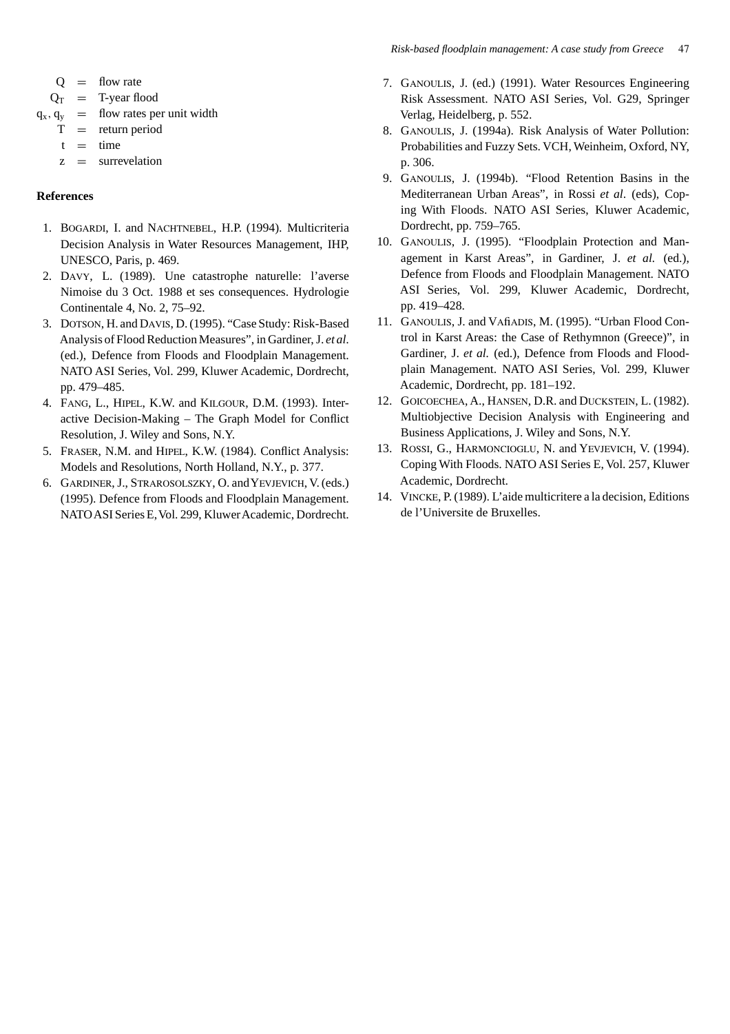$Q$ = flow rate
$Q_T$ = T-year flood
$q_x, q_y$ = flow rates per unit width
$T$ = return period
$t$ = time
$z$ = surrevelation

**References**

1. BOGARDI, I. and NACHTNEBEL, H.P. (1994). Multicriteria Decision Analysis in Water Resources Management, IHP, UNESCO, Paris, p. 469.
2. DAVY, L. (1989). Une catastrophe naturelle: l'averse Nimoise du 3 Oct. 1988 et ses consequences. Hydrologie Continentale 4, No. 2, 75–92.
3. DOTSON, H. and DAVIS, D. (1995). "Case Study: Risk-Based Analysis of Flood Reduction Measures", in Gardiner, J. *et al*. (ed.), Defence from Floods and Floodplain Management. NATO ASI Series, Vol. 299, Kluwer Academic, Dordrecht, pp. 479–485.
4. FANG, L., HIPEL, K.W. and KILGOUR, D.M. (1993). Interactive Decision-Making – The Graph Model for Conflict Resolution, J. Wiley and Sons, N.Y.
5. FRASER, N.M. and HIPEL, K.W. (1984). Conflict Analysis: Models and Resolutions, North Holland, N.Y., p. 377.
6. GARDINER, J., STRAROSOLSZKY, O. and YEVJEVICH, V. (eds.) (1995). Defence from Floods and Floodplain Management. NATO ASI Series E, Vol. 299, Kluwer Academic, Dordrecht.
7. GANOULIS, J. (ed.) (1991). Water Resources Engineering Risk Assessment. NATO ASI Series, Vol. G29, Springer Verlag, Heidelberg, p. 552.
8. GANOULIS, J. (1994a). Risk Analysis of Water Pollution: Probabilities and Fuzzy Sets. VCH, Weinheim, Oxford, NY, p. 306.
9. GANOULIS, J. (1994b). "Flood Retention Basins in the Mediterranean Urban Areas", in Rossi *et al*. (eds), Coping With Floods. NATO ASI Series, Kluwer Academic, Dordrecht, pp. 759–765.
10. GANOULIS, J. (1995). "Floodplain Protection and Management in Karst Areas", in Gardiner, J. *et al.* (ed.), Defence from Floods and Floodplain Management. NATO ASI Series, Vol. 299, Kluwer Academic, Dordrecht, pp. 419–428.
11. GANOULIS, J. and VAFIADIS, M. (1995). "Urban Flood Control in Karst Areas: the Case of Rethymnon (Greece)", in Gardiner, J. *et al.* (ed.), Defence from Floods and Floodplain Management. NATO ASI Series, Vol. 299, Kluwer Academic, Dordrecht, pp. 181–192.
12. GOICOECHEA, A., HANSEN, D.R. and DUCKSTEIN, L. (1982). Multiobjective Decision Analysis with Engineering and Business Applications, J. Wiley and Sons, N.Y.
13. ROSSI, G., HARMONCIOGLU, N. and YEVJEVICH, V. (1994). Coping With Floods. NATO ASI Series E, Vol. 257, Kluwer Academic, Dordrecht.
14. VINCKE, P. (1989). L'aide multicritere a la decision, Editions de l'Universite de Bruxelles.